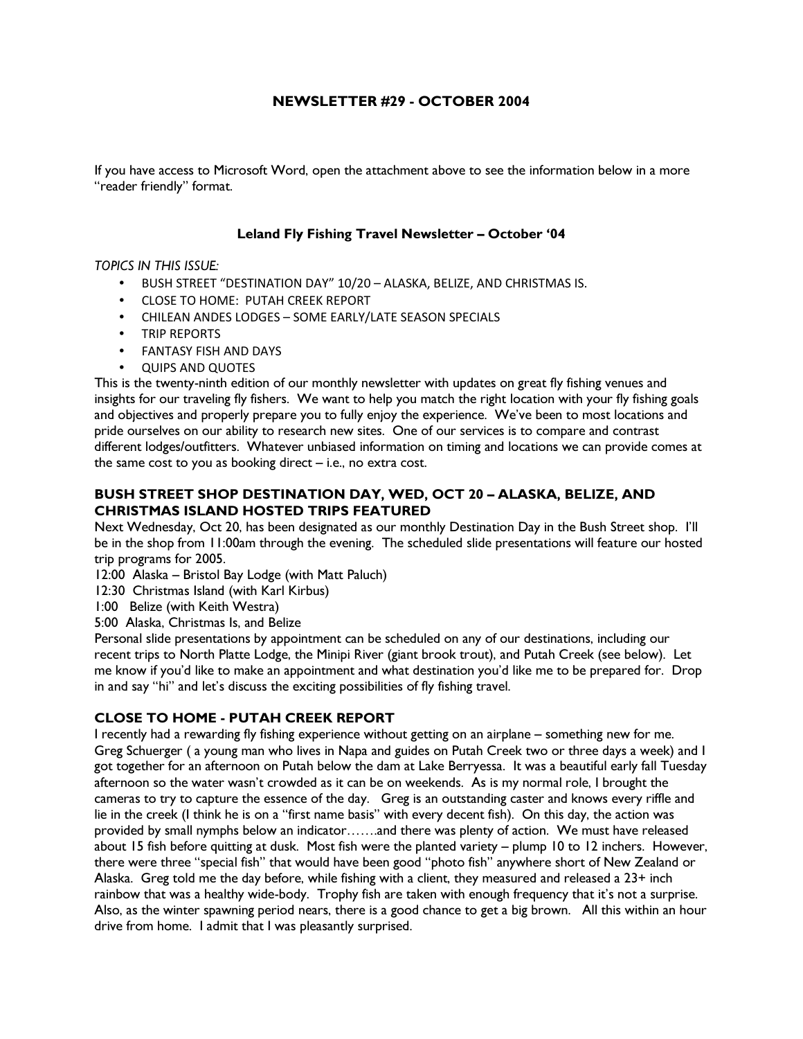## NEWSLETTER #29 - OCTOBER 2004

If you have access to Microsoft Word, open the attachment above to see the information below in a more "reader friendly" format.

### Leland Fly Fishing Travel Newsletter – October '04

*TOPICS IN THIS ISSUE:*

- BUSH STREET "DESTINATION DAY" 10/20 – ALASKA, BELIZE, AND CHRISTMAS IS.
- CLOSE TO HOME: PUTAH CREEK REPORT
- CHILEAN ANDES LODGES – SOME EARLY/LATE SEASON SPECIALS
- TRIP REPORTS
- FANTASY FISH AND DAYS
- QUIPS AND QUOTES

This is the twenty-ninth edition of our monthly newsletter with updates on great fly fishing venues and insights for our traveling fly fishers. We want to help you match the right location with your fly fishing goals and objectives and properly prepare you to fully enjoy the experience. We've been to most locations and pride ourselves on our ability to research new sites. One of our services is to compare and contrast different lodges/outfitters. Whatever unbiased information on timing and locations we can provide comes at the same cost to you as booking direct – i.e., no extra cost.

### BUSH STREET SHOP DESTINATION DAY, WED, OCT 20 – ALASKA, BELIZE, AND CHRISTMAS ISLAND HOSTED TRIPS FEATURED

Next Wednesday, Oct 20, has been designated as our monthly Destination Day in the Bush Street shop. I'll be in the shop from 11:00am through the evening. The scheduled slide presentations will feature our hosted trip programs for 2005.

12:00 Alaska – Bristol Bay Lodge (with Matt Paluch)
12:30 Christmas Island (with Karl Kirbus)
1:00 Belize (with Keith Westra)
5:00 Alaska, Christmas Is, and Belize

Personal slide presentations by appointment can be scheduled on any of our destinations, including our recent trips to North Platte Lodge, the Minipi River (giant brook trout), and Putah Creek (see below). Let me know if you'd like to make an appointment and what destination you'd like me to be prepared for. Drop in and say "hi" and let's discuss the exciting possibilities of fly fishing travel.

### CLOSE TO HOME - PUTAH CREEK REPORT

I recently had a rewarding fly fishing experience without getting on an airplane – something new for me. Greg Schuerger ( a young man who lives in Napa and guides on Putah Creek two or three days a week) and I got together for an afternoon on Putah below the dam at Lake Berryessa. It was a beautiful early fall Tuesday afternoon so the water wasn't crowded as it can be on weekends. As is my normal role, I brought the cameras to try to capture the essence of the day. Greg is an outstanding caster and knows every riffle and lie in the creek (I think he is on a "first name basis" with every decent fish). On this day, the action was provided by small nymphs below an indicator…….and there was plenty of action. We must have released about 15 fish before quitting at dusk. Most fish were the planted variety – plump 10 to 12 inchers. However, there were three "special fish" that would have been good "photo fish" anywhere short of New Zealand or Alaska. Greg told me the day before, while fishing with a client, they measured and released a 23+ inch rainbow that was a healthy wide-body. Trophy fish are taken with enough frequency that it's not a surprise. Also, as the winter spawning period nears, there is a good chance to get a big brown. All this within an hour drive from home. I admit that I was pleasantly surprised.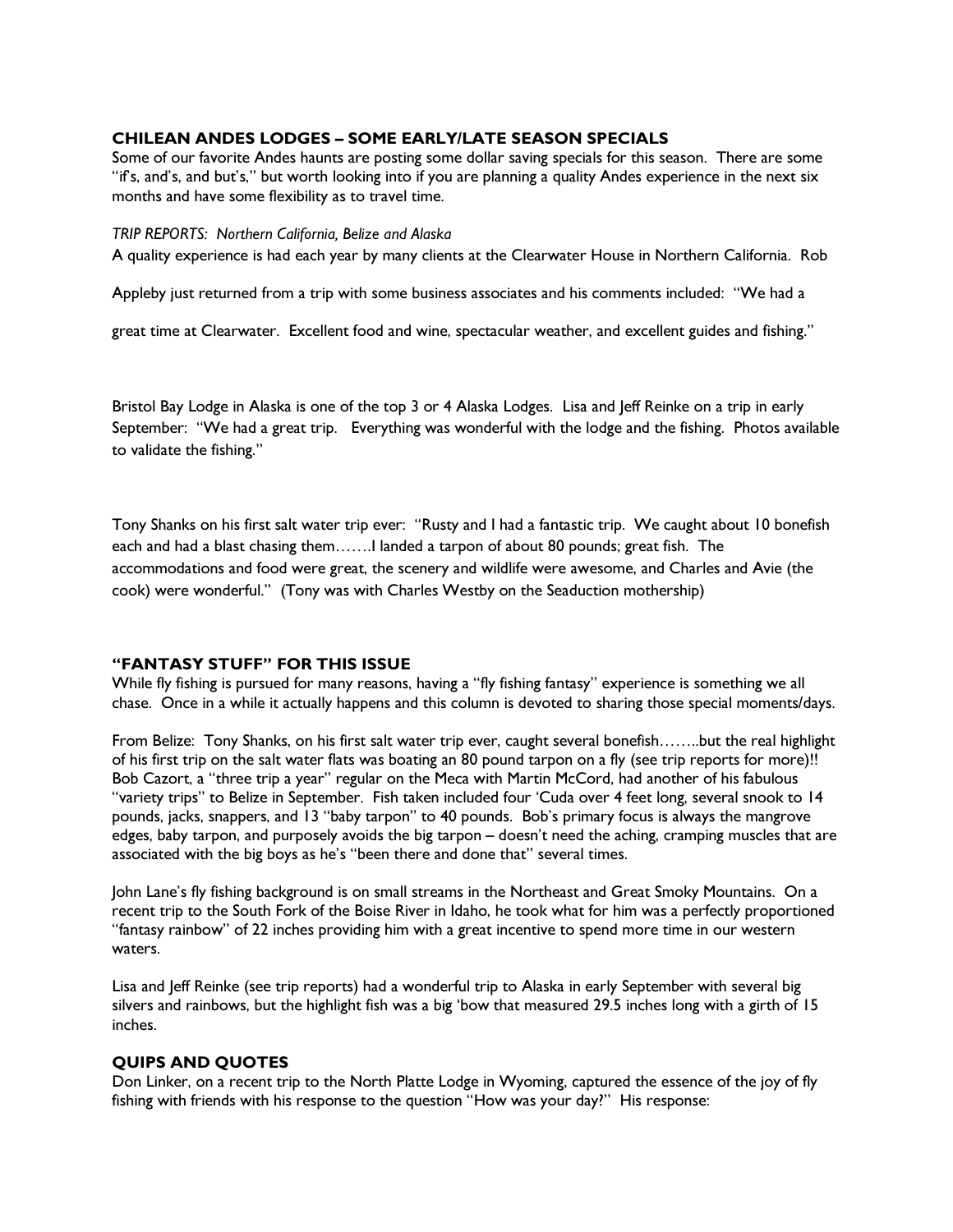## CHILEAN ANDES LODGES – SOME EARLY/LATE SEASON SPECIALS

Some of our favorite Andes haunts are posting some dollar saving specials for this season. There are some "if's, and's, and but's," but worth looking into if you are planning a quality Andes experience in the next six months and have some flexibility as to travel time.

*TRIP REPORTS: Northern California, Belize and Alaska*

A quality experience is had each year by many clients at the Clearwater House in Northern California. Rob Appleby just returned from a trip with some business associates and his comments included: "We had a great time at Clearwater. Excellent food and wine, spectacular weather, and excellent guides and fishing."

Bristol Bay Lodge in Alaska is one of the top 3 or 4 Alaska Lodges. Lisa and Jeff Reinke on a trip in early September: "We had a great trip. Everything was wonderful with the lodge and the fishing. Photos available to validate the fishing."

Tony Shanks on his first salt water trip ever: "Rusty and I had a fantastic trip. We caught about 10 bonefish each and had a blast chasing them…….I landed a tarpon of about 80 pounds; great fish. The accommodations and food were great, the scenery and wildlife were awesome, and Charles and Avie (the cook) were wonderful." (Tony was with Charles Westby on the Seaduction mothership)

## "FANTASY STUFF" FOR THIS ISSUE

While fly fishing is pursued for many reasons, having a "fly fishing fantasy" experience is something we all chase. Once in a while it actually happens and this column is devoted to sharing those special moments/days.

From Belize: Tony Shanks, on his first salt water trip ever, caught several bonefish……..but the real highlight of his first trip on the salt water flats was boating an 80 pound tarpon on a fly (see trip reports for more)!! Bob Cazort, a "three trip a year" regular on the Meca with Martin McCord, had another of his fabulous "variety trips" to Belize in September. Fish taken included four 'Cuda over 4 feet long, several snook to 14 pounds, jacks, snappers, and 13 "baby tarpon" to 40 pounds. Bob's primary focus is always the mangrove edges, baby tarpon, and purposely avoids the big tarpon – doesn't need the aching, cramping muscles that are associated with the big boys as he's "been there and done that" several times.

John Lane's fly fishing background is on small streams in the Northeast and Great Smoky Mountains. On a recent trip to the South Fork of the Boise River in Idaho, he took what for him was a perfectly proportioned "fantasy rainbow" of 22 inches providing him with a great incentive to spend more time in our western waters.

Lisa and Jeff Reinke (see trip reports) had a wonderful trip to Alaska in early September with several big silvers and rainbows, but the highlight fish was a big 'bow that measured 29.5 inches long with a girth of 15 inches.

## QUIPS AND QUOTES

Don Linker, on a recent trip to the North Platte Lodge in Wyoming, captured the essence of the joy of fly fishing with friends with his response to the question "How was your day?" His response: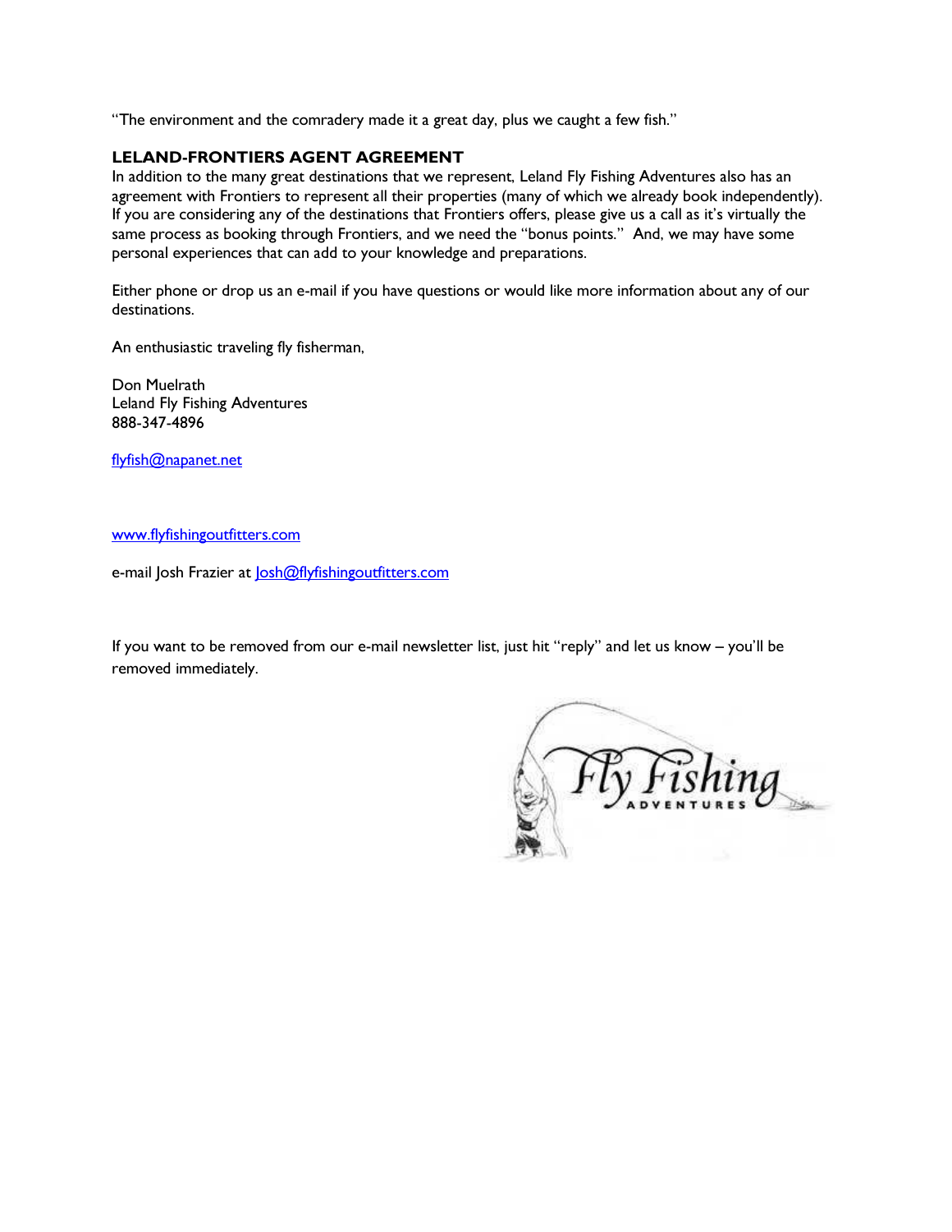"The environment and the comradery made it a great day, plus we caught a few fish."

**LELAND-FRONTIERS AGENT AGREEMENT**

In addition to the many great destinations that we represent, Leland Fly Fishing Adventures also has an agreement with Frontiers to represent all their properties (many of which we already book independently). If you are considering any of the destinations that Frontiers offers, please give us a call as it's virtually the same process as booking through Frontiers, and we need the "bonus points." And, we may have some personal experiences that can add to your knowledge and preparations.

Either phone or drop us an e-mail if you have questions or would like more information about any of our destinations.

An enthusiastic traveling fly fisherman,

Don Muelrath
Leland Fly Fishing Adventures
888-347-4896

flyfish@napanet.net

www.flyfishingoutfitters.com

e-mail Josh Frazier at Josh@flyfishingoutfitters.com

If you want to be removed from our e-mail newsletter list, just hit "reply" and let us know – you'll be removed immediately.

Fly Fishing
ADVENTURES